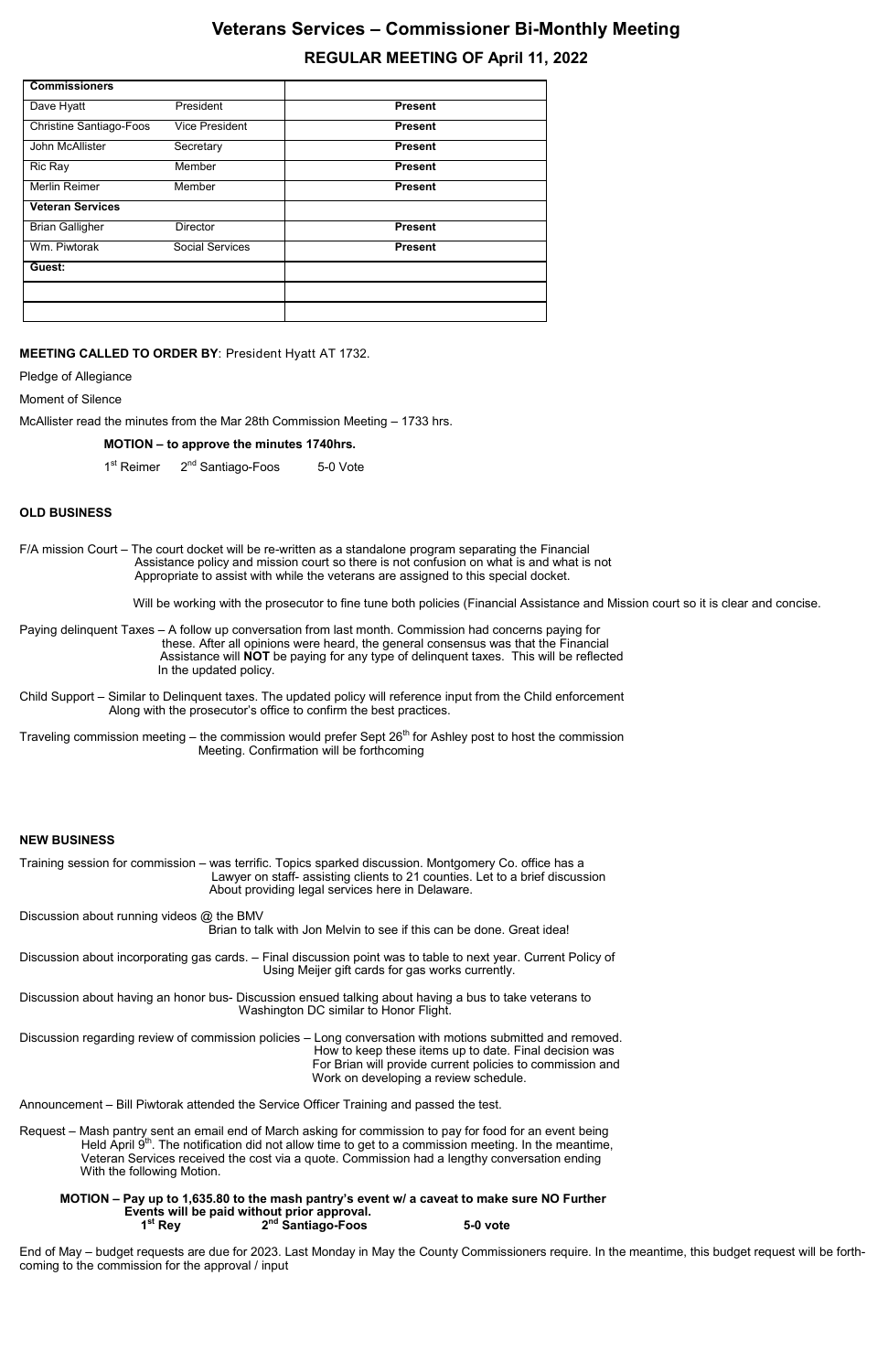# Veterans Services – Commissioner Bi-Monthly Meeting

## REGULAR MEETING OF April 11, 2022

| **Commissioners** | | |
|---|---|---|
| Dave Hyatt | President | **Present** |
| Christine Santiago-Foos | Vice President | **Present** |
| John McAllister | Secretary | **Present** |
| Ric Ray | Member | **Present** |
| Merlin Reimer | Member | **Present** |
| **Veteran Services** | | |
| Brian Galligher | Director | **Present** |
| Wm. Piwtorak | Social Services | **Present** |
| **Guest:** | | |
| | | |
| | | |

**MEETING CALLED TO ORDER BY**: President Hyatt AT 1732.

Pledge of Allegiance

Moment of Silence

McAllister read the minutes from the Mar 28th Commission Meeting – 1733 hrs.

**MOTION – to approve the minutes 1740hrs.**

1st Reimer 2nd Santiago-Foos 5-0 Vote

**OLD BUSINESS**

F/A mission Court – The court docket will be re-written as a standalone program separating the Financial Assistance policy and mission court so there is not confusion on what is and what is not Appropriate to assist with while the veterans are assigned to this special docket.

Will be working with the prosecutor to fine tune both policies (Financial Assistance and Mission court so it is clear and concise.

Paying delinquent Taxes – A follow up conversation from last month. Commission had concerns paying for these. After all opinions were heard, the general consensus was that the Financial Assistance will **NOT** be paying for any type of delinquent taxes. This will be reflected In the updated policy.

Child Support – Similar to Delinquent taxes. The updated policy will reference input from the Child enforcement Along with the prosecutor's office to confirm the best practices.

Traveling commission meeting – the commission would prefer Sept 26th for Ashley post to host the commission Meeting. Confirmation will be forthcoming

**NEW BUSINESS**

Training session for commission – was terrific. Topics sparked discussion. Montgomery Co. office has a Lawyer on staff- assisting clients to 21 counties. Let to a brief discussion About providing legal services here in Delaware.

Discussion about running videos @ the BMV
Brian to talk with Jon Melvin to see if this can be done. Great idea!

Discussion about incorporating gas cards. – Final discussion point was to table to next year. Current Policy of Using Meijer gift cards for gas works currently.

Discussion about having an honor bus- Discussion ensued talking about having a bus to take veterans to Washington DC similar to Honor Flight.

Discussion regarding review of commission policies – Long conversation with motions submitted and removed. How to keep these items up to date. Final decision was For Brian will provide current policies to commission and Work on developing a review schedule.

Announcement – Bill Piwtorak attended the Service Officer Training and passed the test.

Request – Mash pantry sent an email end of March asking for commission to pay for food for an event being Held April 9th. The notification did not allow time to get to a commission meeting. In the meantime, Veteran Services received the cost via a quote. Commission had a lengthy conversation ending With the following Motion.

**MOTION – Pay up to 1,635.80 to the mash pantry's event w/ a caveat to make sure NO Further Events will be paid without prior approval.**
**1st Rey 2nd Santiago-Foos 5-0 vote**

End of May – budget requests are due for 2023. Last Monday in May the County Commissioners require. In the meantime, this budget request will be forth-coming to the commission for the approval / input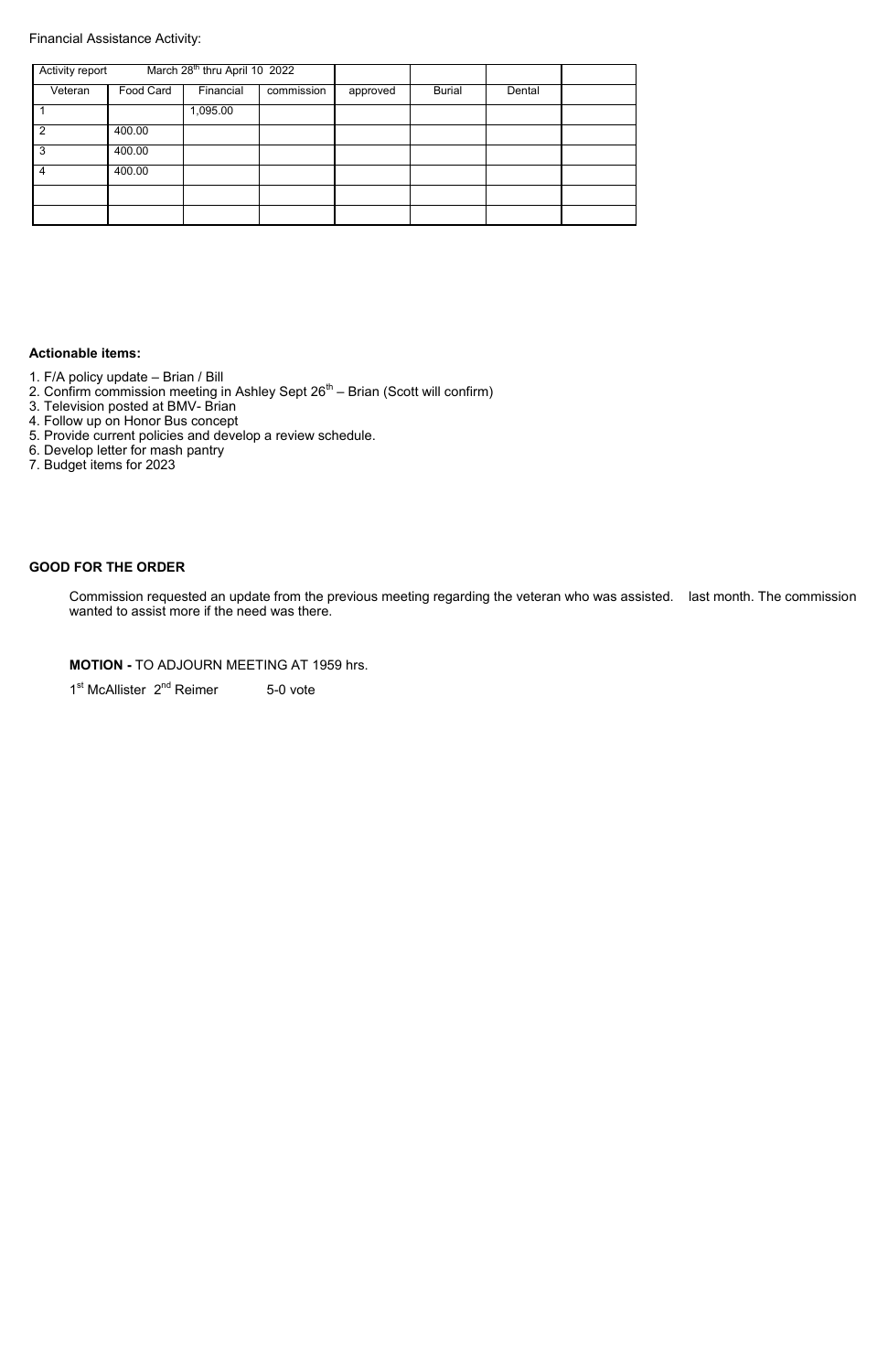Financial Assistance Activity:

| Activity report | March 28th thru April 10 2022 | | | | | | |
|---|---|---|---|---|---|---|---|
| Veteran | Food Card | Financial | commission | approved | Burial | Dental | |
| 1 | | 1,095.00 | | | | | |
| 2 | 400.00 | | | | | | |
| 3 | 400.00 | | | | | | |
| 4 | 400.00 | | | | | | |
| | | | | | | | |
| | | | | | | | |

**Actionable items:**

1. F/A policy update – Brian / Bill
2. Confirm commission meeting in Ashley Sept 26th – Brian (Scott will confirm)
3. Television posted at BMV- Brian
4. Follow up on Honor Bus concept
5. Provide current policies and develop a review schedule.
6. Develop letter for mash pantry
7. Budget items for 2023

**GOOD FOR THE ORDER**

Commission requested an update from the previous meeting regarding the veteran who was assisted. last month. The commission wanted to assist more if the need was there.

**MOTION -** TO ADJOURN MEETING AT 1959 hrs.

1st McAllister 2nd Reimer 5-0 vote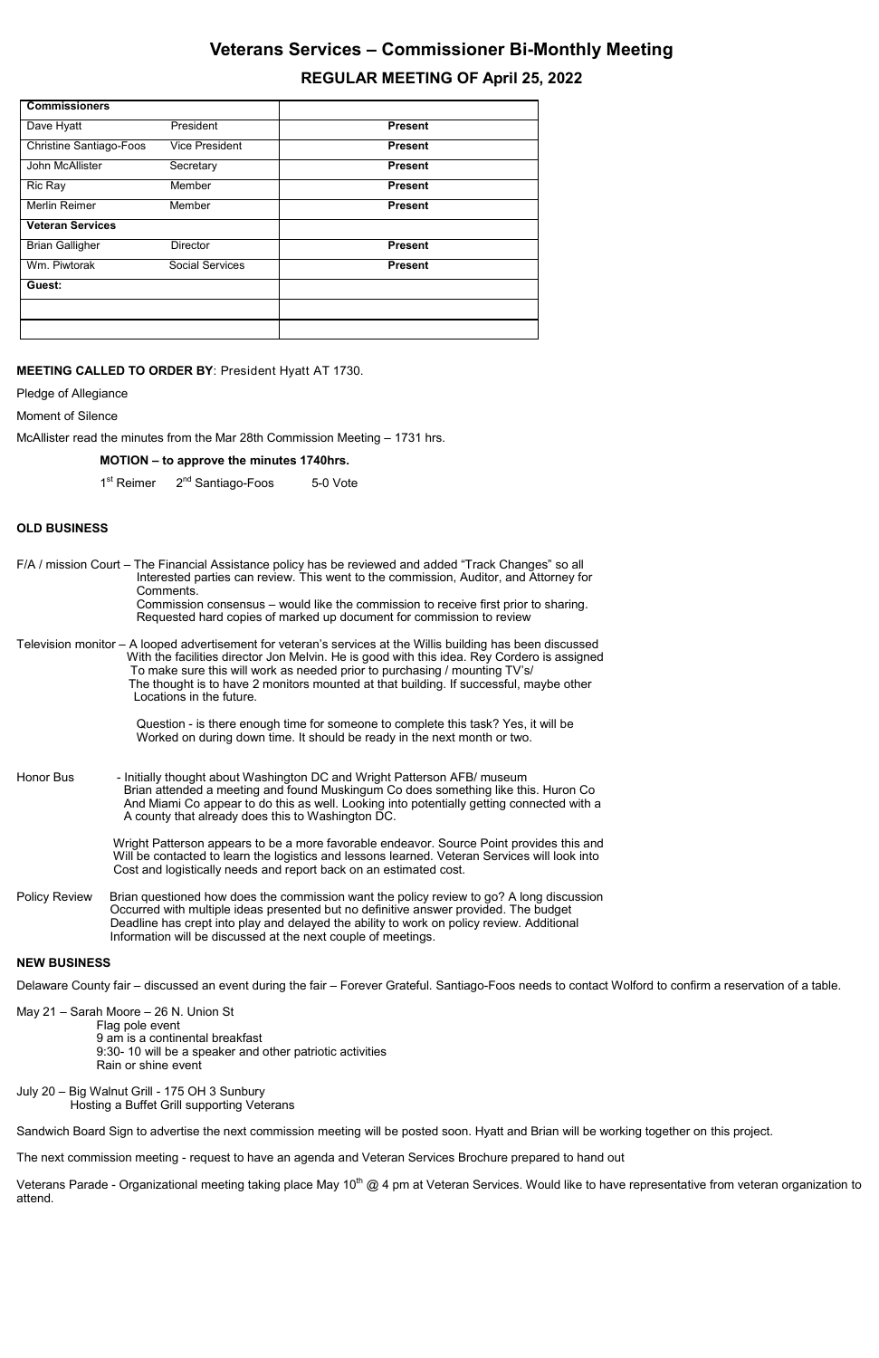# Veterans Services – Commissioner Bi-Monthly Meeting

## REGULAR MEETING OF April 25, 2022

| **Commissioners** | | |
|---|---|---|
| Dave Hyatt | President | **Present** |
| Christine Santiago-Foos | Vice President | **Present** |
| John McAllister | Secretary | **Present** |
| Ric Ray | Member | **Present** |
| Merlin Reimer | Member | **Present** |
| **Veteran Services** | | |
| Brian Galligher | Director | **Present** |
| Wm. Piwtorak | Social Services | **Present** |
| **Guest:** | | |
| | | |
| | | |

**MEETING CALLED TO ORDER BY**: President Hyatt AT 1730.

Pledge of Allegiance

Moment of Silence

McAllister read the minutes from the Mar 28th Commission Meeting – 1731 hrs.

**MOTION – to approve the minutes 1740hrs.**

1st Reimer 2nd Santiago-Foos 5-0 Vote

### OLD BUSINESS

F/A / mission Court – The Financial Assistance policy has be reviewed and added "Track Changes" so all Interested parties can review. This went to the commission, Auditor, and Attorney for Comments.
Commission consensus – would like the commission to receive first prior to sharing.
Requested hard copies of marked up document for commission to review

Television monitor – A looped advertisement for veteran's services at the Willis building has been discussed With the facilities director Jon Melvin. He is good with this idea. Rey Cordero is assigned To make sure this will work as needed prior to purchasing / mounting TV's/
The thought is to have 2 monitors mounted at that building. If successful, maybe other Locations in the future.

Question - is there enough time for someone to complete this task? Yes, it will be Worked on during down time. It should be ready in the next month or two.

Honor Bus - Initially thought about Washington DC and Wright Patterson AFB/ museum
Brian attended a meeting and found Muskingum Co does something like this. Huron Co And Miami Co appear to do this as well. Looking into potentially getting connected with a A county that already does this to Washington DC.

Wright Patterson appears to be a more favorable endeavor. Source Point provides this and Will be contacted to learn the logistics and lessons learned. Veteran Services will look into Cost and logistically needs and report back on an estimated cost.

Policy Review Brian questioned how does the commission want the policy review to go? A long discussion Occurred with multiple ideas presented but no definitive answer provided. The budget Deadline has crept into play and delayed the ability to work on policy review. Additional Information will be discussed at the next couple of meetings.

### NEW BUSINESS

Delaware County fair – discussed an event during the fair – Forever Grateful. Santiago-Foos needs to contact Wolford to confirm a reservation of a table.

May 21 – Sarah Moore – 26 N. Union St
Flag pole event
9 am is a continental breakfast
9:30- 10 will be a speaker and other patriotic activities
Rain or shine event

July 20 – Big Walnut Grill - 175 OH 3 Sunbury
Hosting a Buffet Grill supporting Veterans

Sandwich Board Sign to advertise the next commission meeting will be posted soon. Hyatt and Brian will be working together on this project.

The next commission meeting - request to have an agenda and Veteran Services Brochure prepared to hand out

Veterans Parade - Organizational meeting taking place May 10th @ 4 pm at Veteran Services. Would like to have representative from veteran organization to attend.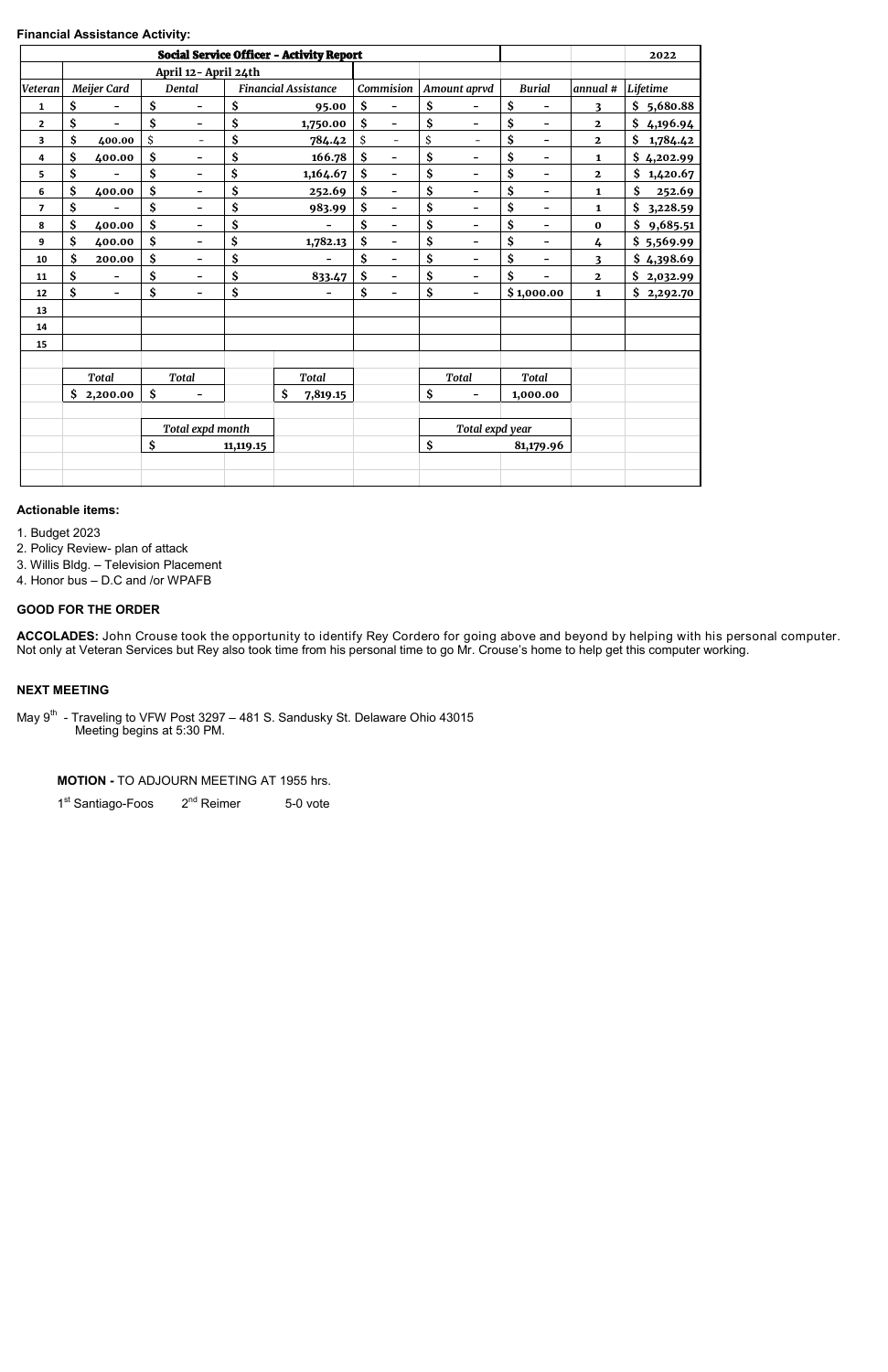**Financial Assistance Activity:**

| Social Service Officer – Activity Report | | | | | | | | | 2022 |
|---|---|---|---|---|---|---|---|---|---|
| | April 12– April 24th | | | | | | | | |
| *Veteran* | *Meijer Card* | *Dental* | *Financial Assistance* | | *Commision* | *Amount aprvd* | *Burial* | *annual #* | *Lifetime* |
| 1 | $ – | $ – | $ 95.00 | | $ – | $ – | $ – | 3 | $ 5,680.88 |
| 2 | $ – | $ – | $ 1,750.00 | | $ – | $ – | $ – | 2 | $ 4,196.94 |
| 3 | $ 400.00 | $ – | $ 784.42 | | $ – | $ – | $ – | 2 | $ 1,784.42 |
| 4 | $ 400.00 | $ – | $ 166.78 | | $ – | $ – | $ – | 1 | $ 4,202.99 |
| 5 | $ – | $ – | $ 1,164.67 | | $ – | $ – | $ – | 2 | $ 1,420.67 |
| 6 | $ 400.00 | $ – | $ 252.69 | | $ – | $ – | $ – | 1 | $ 252.69 |
| 7 | $ – | $ – | $ 983.99 | | $ – | $ – | $ – | 1 | $ 3,228.59 |
| 8 | $ 400.00 | $ – | $ – | | $ – | $ – | $ – | 0 | $ 9,685.51 |
| 9 | $ 400.00 | $ – | $ 1,782.13 | | $ – | $ – | $ – | 4 | $ 5,569.99 |
| 10 | $ 200.00 | $ – | $ – | | $ – | $ – | $ – | 3 | $ 4,398.69 |
| 11 | $ – | $ – | $ 833.47 | | $ – | $ – | $ – | 2 | $ 2,032.99 |
| 12 | $ – | $ – | $ – | | $ – | $ – | $ 1,000.00 | 1 | $ 2,292.70 |
| 13 | | | | | | | | | |
| 14 | | | | | | | | | |
| 15 | | | | | | | | | |
| | *Total* | *Total* | | *Total* | | *Total* | *Total* | | |
| | $ 2,200.00 | $ – | | $ 7,819.15 | | $ – | 1,000.00 | | |
| | | *Total expd month* | | | | *Total expd year* | | | |
| | | $ 11,119.15 | | | | $ 81,179.96 | | | |

**Actionable items:**

1. Budget 2023
2. Policy Review- plan of attack
3. Willis Bldg. – Television Placement
4. Honor bus – D.C and /or WPAFB

**GOOD FOR THE ORDER**

**ACCOLADES:** John Crouse took the opportunity to identify Rey Cordero for going above and beyond by helping with his personal computer. Not only at Veteran Services but Rey also took time from his personal time to go Mr. Crouse's home to help get this computer working.

**NEXT MEETING**

May 9th - Traveling to VFW Post 3297 – 481 S. Sandusky St. Delaware Ohio 43015
Meeting begins at 5:30 PM.

**MOTION -** TO ADJOURN MEETING AT 1955 hrs.

1st Santiago-Foos 2nd Reimer 5-0 vote